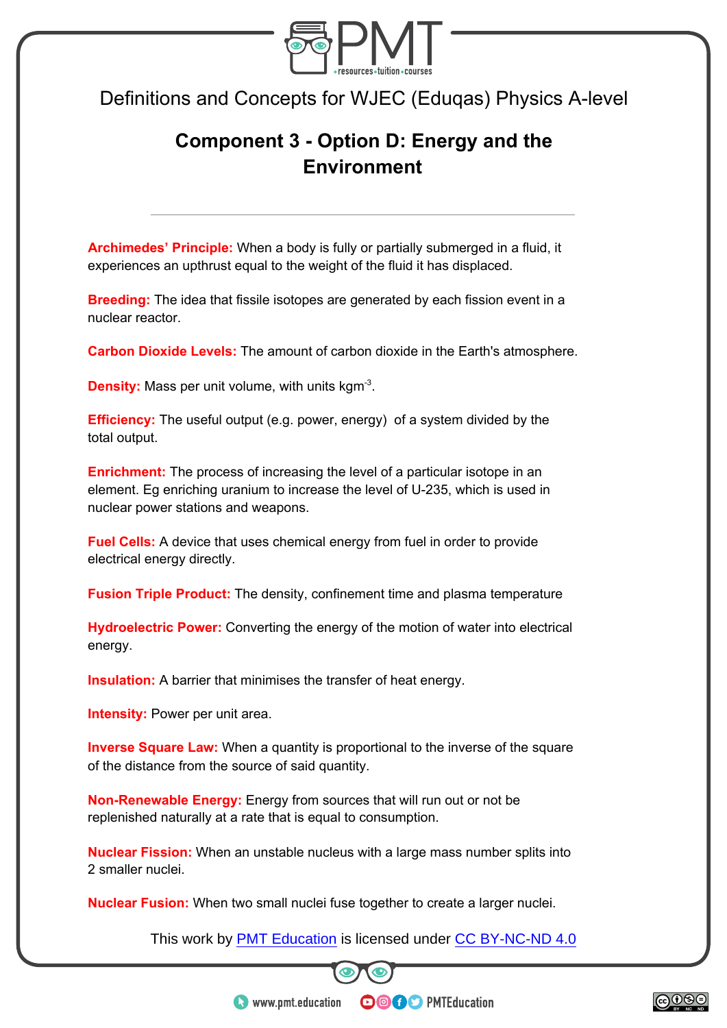Definitions and Concepts for WJEC (Eduqas) Physics A-level

## Component 3 - Option D: Energy and the Environment

---

**Archimedes' Principle:** When a body is fully or partially submerged in a fluid, it experiences an upthrust equal to the weight of the fluid it has displaced.

**Breeding:** The idea that fissile isotopes are generated by each fission event in a nuclear reactor.

**Carbon Dioxide Levels:** The amount of carbon dioxide in the Earth's atmosphere.

**Density:** Mass per unit volume, with units $kgm^{-3}$.

**Efficiency:** The useful output (e.g. power, energy) of a system divided by the total output.

**Enrichment:** The process of increasing the level of a particular isotope in an element. Eg enriching uranium to increase the level of U-235, which is used in nuclear power stations and weapons.

**Fuel Cells:** A device that uses chemical energy from fuel in order to provide electrical energy directly.

**Fusion Triple Product:** The density, confinement time and plasma temperature

**Hydroelectric Power:** Converting the energy of the motion of water into electrical energy.

**Insulation:** A barrier that minimises the transfer of heat energy.

**Intensity:** Power per unit area.

**Inverse Square Law:** When a quantity is proportional to the inverse of the square of the distance from the source of said quantity.

**Non-Renewable Energy:** Energy from sources that will run out or not be replenished naturally at a rate that is equal to consumption.

**Nuclear Fission:** When an unstable nucleus with a large mass number splits into 2 smaller nuclei.

**Nuclear Fusion:** When two small nuclei fuse together to create a larger nuclei.

This work by [PMT Education](https://www.pmt.education) is licensed under [CC BY-NC-ND 4.0](https://creativecommons.org/licenses/by-nc-nd/4.0/)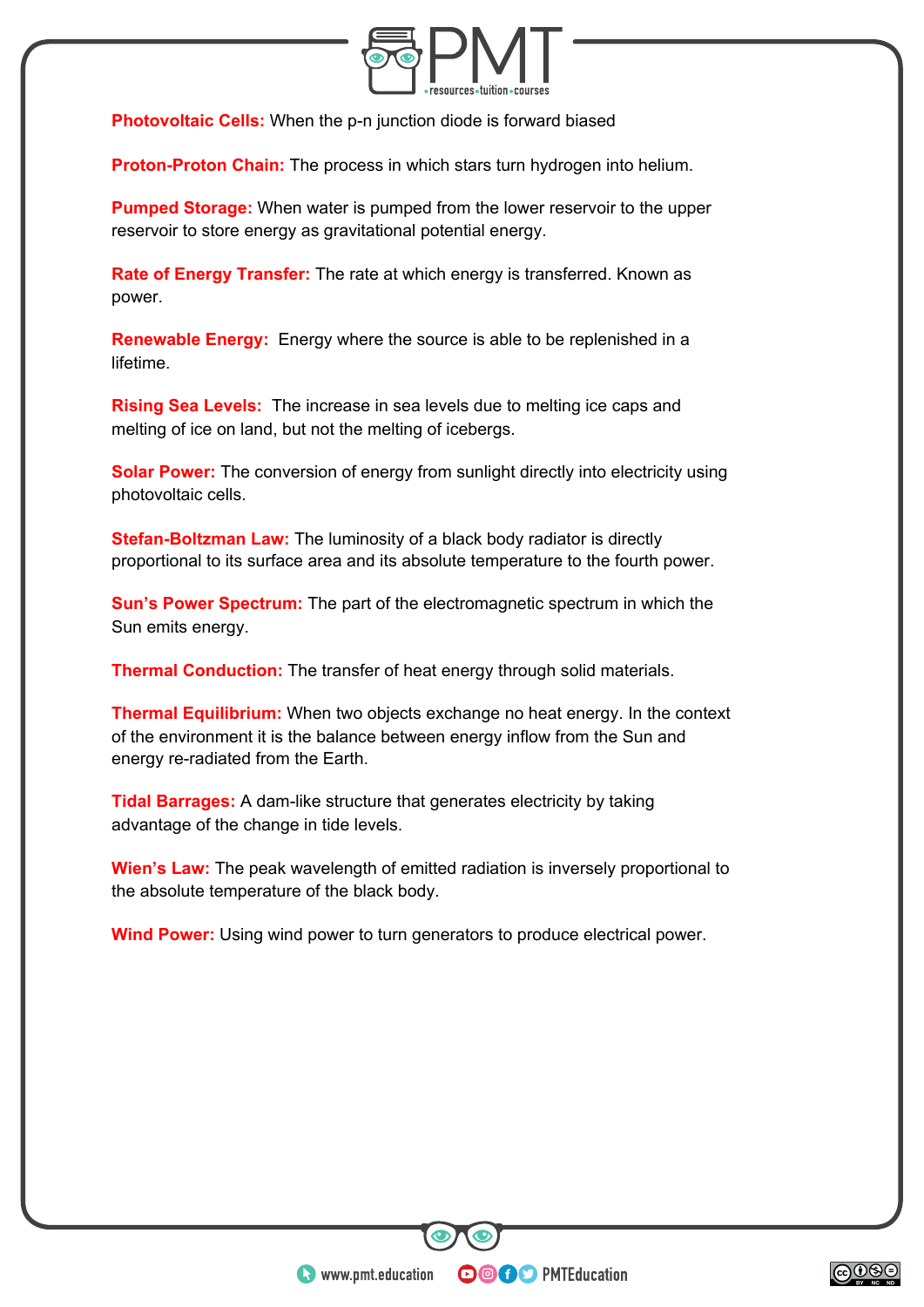**Photovoltaic Cells:** When the p-n junction diode is forward biased

**Proton-Proton Chain:** The process in which stars turn hydrogen into helium.

**Pumped Storage:** When water is pumped from the lower reservoir to the upper reservoir to store energy as gravitational potential energy.

**Rate of Energy Transfer:** The rate at which energy is transferred. Known as power.

**Renewable Energy:** Energy where the source is able to be replenished in a lifetime.

**Rising Sea Levels:** The increase in sea levels due to melting ice caps and melting of ice on land, but not the melting of icebergs.

**Solar Power:** The conversion of energy from sunlight directly into electricity using photovoltaic cells.

**Stefan-Boltzman Law:** The luminosity of a black body radiator is directly proportional to its surface area and its absolute temperature to the fourth power.

**Sun's Power Spectrum:** The part of the electromagnetic spectrum in which the Sun emits energy.

**Thermal Conduction:** The transfer of heat energy through solid materials.

**Thermal Equilibrium:** When two objects exchange no heat energy. In the context of the environment it is the balance between energy inflow from the Sun and energy re-radiated from the Earth.

**Tidal Barrages:** A dam-like structure that generates electricity by taking advantage of the change in tide levels.

**Wien's Law:** The peak wavelength of emitted radiation is inversely proportional to the absolute temperature of the black body.

**Wind Power:** Using wind power to turn generators to produce electrical power.